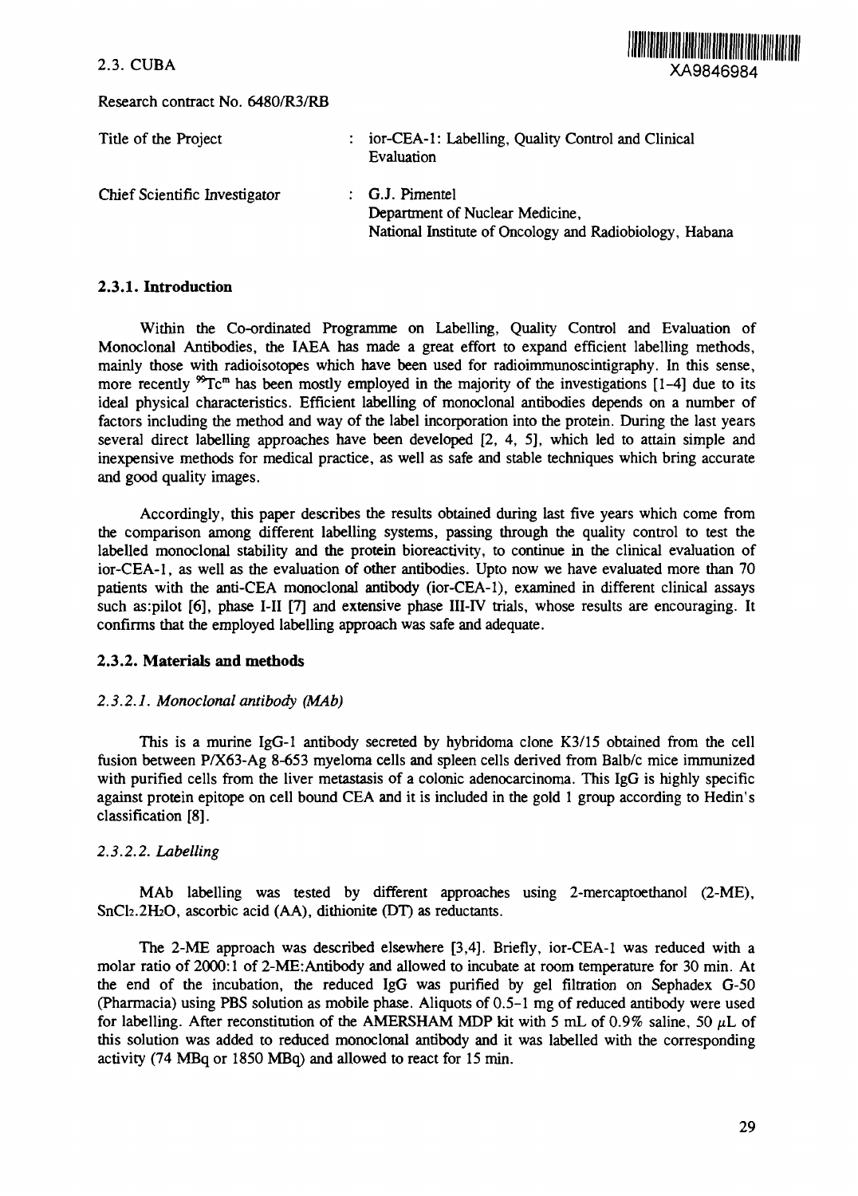## 2.3. CUBA

XA9846984

Research contract No. 6480/R3/RB

| | |
|---|---|
| Title of the Project | : ior-CEA-1: Labelling, Quality Control and Clinical Evaluation |
| Chief Scientific Investigator | : G.J. Pimentel<br>Department of Nuclear Medicine,<br>National Institute of Oncology and Radiobiology, Habana |

### 2.3.1. Introduction

Within the Co-ordinated Programme on Labelling, Quality Control and Evaluation of Monoclonal Antibodies, the IAEA has made a great effort to expand efficient labelling methods, mainly those with radioisotopes which have been used for radioimmunoscintigraphy. In this sense, more recently $^{99}Tc^{m}$ has been mostly employed in the majority of the investigations [1–4] due to its ideal physical characteristics. Efficient labelling of monoclonal antibodies depends on a number of factors including the method and way of the label incorporation into the protein. During the last years several direct labelling approaches have been developed [2, 4, 5], which led to attain simple and inexpensive methods for medical practice, as well as safe and stable techniques which bring accurate and good quality images.

Accordingly, this paper describes the results obtained during last five years which come from the comparison among different labelling systems, passing through the quality control to test the labelled monoclonal stability and the protein bioreactivity, to continue in the clinical evaluation of ior-CEA-1, as well as the evaluation of other antibodies. Upto now we have evaluated more than 70 patients with the anti-CEA monoclonal antibody (ior-CEA-1), examined in different clinical assays such as:pilot [6], phase I-II [7] and extensive phase III-IV trials, whose results are encouraging. It confirms that the employed labelling approach was safe and adequate.

### 2.3.2. Materials and methods

#### *2.3.2.1. Monoclonal antibody (MAb)*

This is a murine IgG-1 antibody secreted by hybridoma clone K3/15 obtained from the cell fusion between P/X63-Ag 8-653 myeloma cells and spleen cells derived from Balb/c mice immunized with purified cells from the liver metastasis of a colonic adenocarcinoma. This IgG is highly specific against protein epitope on cell bound CEA and it is included in the gold 1 group according to Hedin's classification [8].

#### *2.3.2.2. Labelling*

MAb labelling was tested by different approaches using 2-mercaptoethanol (2-ME), $SnCl_2.2H_2O$, ascorbic acid (AA), dithionite (DT) as reductants.

The 2-ME approach was described elsewhere [3,4]. Briefly, ior-CEA-1 was reduced with a molar ratio of 2000:1 of 2-ME:Antibody and allowed to incubate at room temperature for 30 min. At the end of the incubation, the reduced IgG was purified by gel filtration on Sephadex G-50 (Pharmacia) using PBS solution as mobile phase. Aliquots of 0.5–1 mg of reduced antibody were used for labelling. After reconstitution of the AMERSHAM MDP kit with 5 mL of 0.9% saline, 50 $\mu$L of this solution was added to reduced monoclonal antibody and it was labelled with the corresponding activity (74 MBq or 1850 MBq) and allowed to react for 15 min.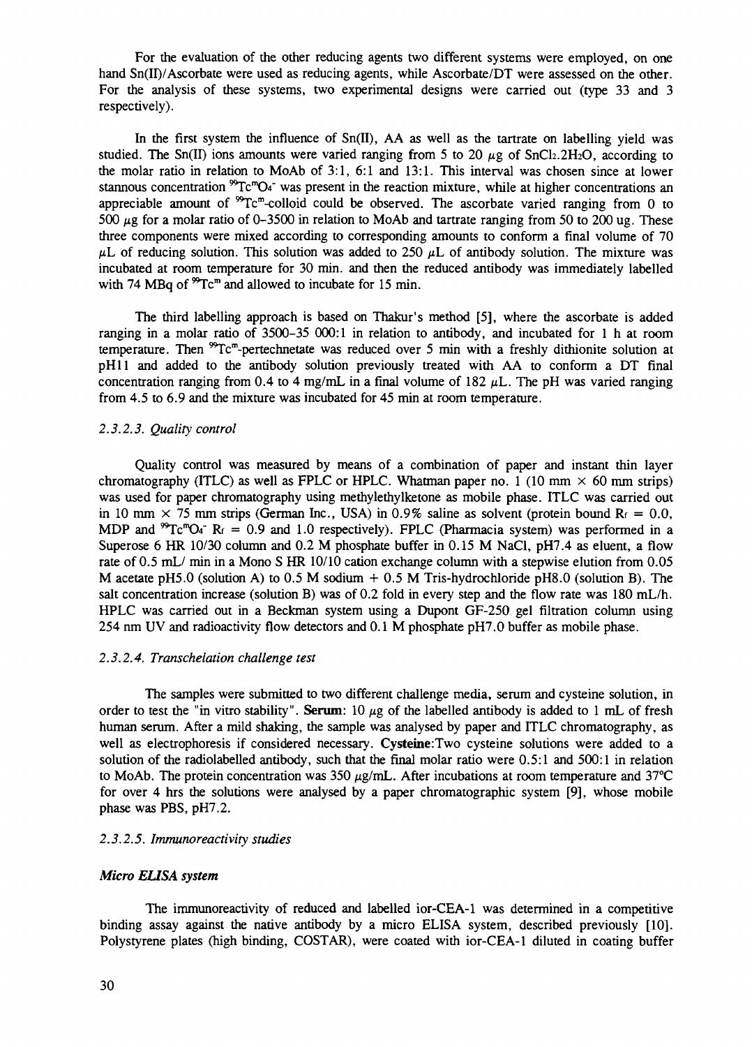For the evaluation of the other reducing agents two different systems were employed, on one hand Sn(II)/Ascorbate were used as reducing agents, while Ascorbate/DT were assessed on the other. For the analysis of these systems, two experimental designs were carried out (type 33 and 3 respectively).

In the first system the influence of Sn(II), AA as well as the tartrate on labelling yield was studied. The Sn(II) ions amounts were varied ranging from 5 to 20 $\mu$g of $SnCl_2.2H_2O$, according to the molar ratio in relation to MoAb of 3:1, 6:1 and 13:1. This interval was chosen since at lower stannous concentration $^{99}Tc^{m}O_4^-$ was present in the reaction mixture, while at higher concentrations an appreciable amount of $^{99}Tc^{m}$-colloid could be observed. The ascorbate varied ranging from 0 to 500 $\mu$g for a molar ratio of 0–3500 in relation to MoAb and tartrate ranging from 50 to 200 ug. These three components were mixed according to corresponding amounts to conform a final volume of 70 $\mu$L of reducing solution. This solution was added to 250 $\mu$L of antibody solution. The mixture was incubated at room temperature for 30 min. and then the reduced antibody was immediately labelled with 74 MBq of $^{99}Tc^{m}$ and allowed to incubate for 15 min.

The third labelling approach is based on Thakur's method [5], where the ascorbate is added ranging in a molar ratio of 3500–35 000:1 in relation to antibody, and incubated for 1 h at room temperature. Then $^{99}Tc^{m}$-pertechnetate was reduced over 5 min with a freshly dithionite solution at pH11 and added to the antibody solution previously treated with AA to conform a DT final concentration ranging from 0.4 to 4 mg/mL in a final volume of 182 $\mu$L. The pH was varied ranging from 4.5 to 6.9 and the mixture was incubated for 45 min at room temperature.

#### *2.3.2.3. Quality control*

Quality control was measured by means of a combination of paper and instant thin layer chromatography (ITLC) as well as FPLC or HPLC. Whatman paper no. 1 (10 mm × 60 mm strips) was used for paper chromatography using methylethylketone as mobile phase. ITLC was carried out in 10 mm × 75 mm strips (German Inc., USA) in 0.9% saline as solvent (protein bound $R_f$ = 0.0, MDP and $^{99}Tc^{m}O_4^-$ $R_f$ = 0.9 and 1.0 respectively). FPLC (Pharmacia system) was performed in a Superose 6 HR 10/30 column and 0.2 M phosphate buffer in 0.15 M NaCl, pH7.4 as eluent, a flow rate of 0.5 mL/ min in a Mono S HR 10/10 cation exchange column with a stepwise elution from 0.05 M acetate pH5.0 (solution A) to 0.5 M sodium + 0.5 M Tris-hydrochloride pH8.0 (solution B). The salt concentration increase (solution B) was of 0.2 fold in every step and the flow rate was 180 mL/h. HPLC was carried out in a Beckman system using a Dupont GF-250 gel filtration column using 254 nm UV and radioactivity flow detectors and 0.1 M phosphate pH7.0 buffer as mobile phase.

#### *2.3.2.4. Transchelation challenge test*

The samples were submitted to two different challenge media, serum and cysteine solution, in order to test the "in vitro stability". **Serum**: 10 $\mu$g of the labelled antibody is added to 1 mL of fresh human serum. After a mild shaking, the sample was analysed by paper and ITLC chromatography, as well as electrophoresis if considered necessary. **Cysteine**:Two cysteine solutions were added to a solution of the radiolabelled antibody, such that the final molar ratio were 0.5:1 and 500:1 in relation to MoAb. The protein concentration was 350 $\mu$g/mL. After incubations at room temperature and 37°C for over 4 hrs the solutions were analysed by a paper chromatographic system [9], whose mobile phase was PBS, pH7.2.

#### *2.3.2.5. Immunoreactivity studies*

#### ***Micro ELISA system***

The immunoreactivity of reduced and labelled ior-CEA-1 was determined in a competitive binding assay against the native antibody by a micro ELISA system, described previously [10]. Polystyrene plates (high binding, COSTAR), were coated with ior-CEA-1 diluted in coating buffer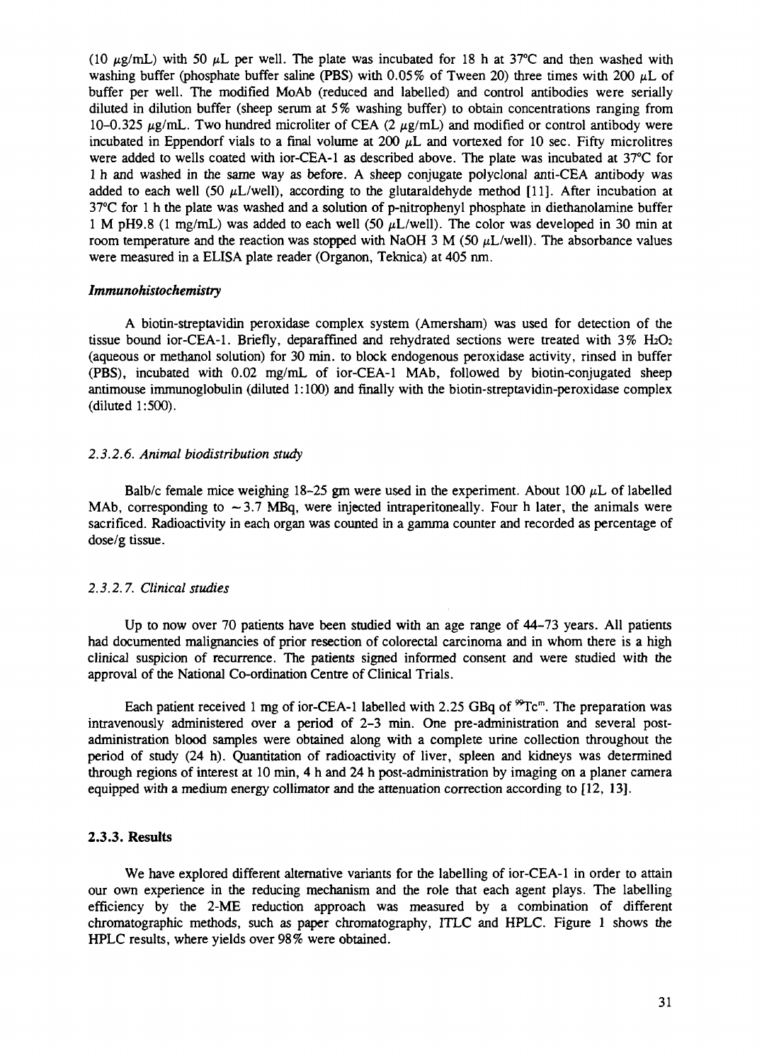(10 $\mu$g/mL) with 50 $\mu$L per well. The plate was incubated for 18 h at 37°C and then washed with washing buffer (phosphate buffer saline (PBS) with 0.05% of Tween 20) three times with 200 $\mu$L of buffer per well. The modified MoAb (reduced and labelled) and control antibodies were serially diluted in dilution buffer (sheep serum at 5% washing buffer) to obtain concentrations ranging from 10–0.325 $\mu$g/mL. Two hundred microliter of CEA (2 $\mu$g/mL) and modified or control antibody were incubated in Eppendorf vials to a final volume at 200 $\mu$L and vortexed for 10 sec. Fifty microlitres were added to wells coated with ior-CEA-1 as described above. The plate was incubated at 37°C for 1 h and washed in the same way as before. A sheep conjugate polyclonal anti-CEA antibody was added to each well (50 $\mu$L/well), according to the glutaraldehyde method [11]. After incubation at 37°C for 1 h the plate was washed and a solution of p-nitrophenyl phosphate in diethanolamine buffer 1 M pH9.8 (1 mg/mL) was added to each well (50 $\mu$L/well). The color was developed in 30 min at room temperature and the reaction was stopped with NaOH 3 M (50 $\mu$L/well). The absorbance values were measured in a ELISA plate reader (Organon, Teknica) at 405 nm.

*Immunohistochemistry*

A biotin-streptavidin peroxidase complex system (Amersham) was used for detection of the tissue bound ior-CEA-1. Briefly, deparaffined and rehydrated sections were treated with 3% $H_2O_2$ (aqueous or methanol solution) for 30 min. to block endogenous peroxidase activity, rinsed in buffer (PBS), incubated with 0.02 mg/mL of ior-CEA-1 MAb, followed by biotin-conjugated sheep antimouse immunoglobulin (diluted 1:100) and finally with the biotin-streptavidin-peroxidase complex (diluted 1:500).

#### *2.3.2.6. Animal biodistribution study*

Balb/c female mice weighing 18–25 gm were used in the experiment. About 100 $\mu$L of labelled MAb, corresponding to ~3.7 MBq, were injected intraperitoneally. Four h later, the animals were sacrificed. Radioactivity in each organ was counted in a gamma counter and recorded as percentage of dose/g tissue.

#### *2.3.2.7. Clinical studies*

Up to now over 70 patients have been studied with an age range of 44–73 years. All patients had documented malignancies of prior resection of colorectal carcinoma and in whom there is a high clinical suspicion of recurrence. The patients signed informed consent and were studied with the approval of the National Co-ordination Centre of Clinical Trials.

Each patient received 1 mg of ior-CEA-1 labelled with 2.25 GBq of $^{99}Tc^{m}$. The preparation was intravenously administered over a period of 2–3 min. One pre-administration and several post-administration blood samples were obtained along with a complete urine collection throughout the period of study (24 h). Quantitation of radioactivity of liver, spleen and kidneys was determined through regions of interest at 10 min, 4 h and 24 h post-administration by imaging on a planer camera equipped with a medium energy collimator and the attenuation correction according to [12, 13].

### 2.3.3. Results

We have explored different alternative variants for the labelling of ior-CEA-1 in order to attain our own experience in the reducing mechanism and the role that each agent plays. The labelling efficiency by the 2-ME reduction approach was measured by a combination of different chromatographic methods, such as paper chromatography, ITLC and HPLC. Figure 1 shows the HPLC results, where yields over 98% were obtained.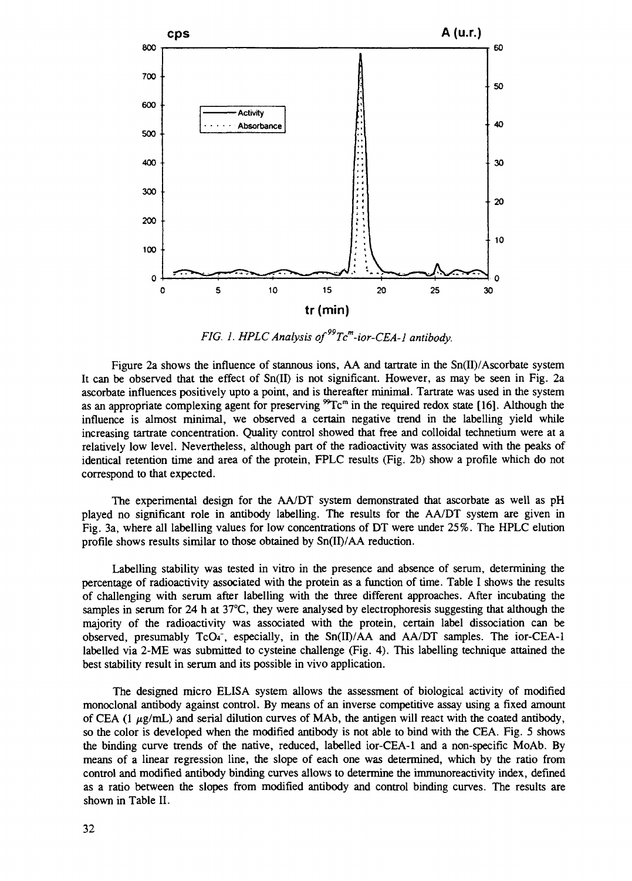*FIG. 1. HPLC Analysis of $^{99}Tc^m$-ior-CEA-1 antibody.*

Figure 2a shows the influence of stannous ions, AA and tartrate in the Sn(II)/Ascorbate system It can be observed that the effect of Sn(II) is not significant. However, as may be seen in Fig. 2a ascorbate influences positively upto a point, and is thereafter minimal. Tartrate was used in the system as an appropriate complexing agent for preserving $^{99}Tc^m$ in the required redox state [16]. Although the influence is almost minimal, we observed a certain negative trend in the labelling yield while increasing tartrate concentration. Quality control showed that free and colloidal technetium were at a relatively low level. Nevertheless, although part of the radioactivity was associated with the peaks of identical retention time and area of the protein, FPLC results (Fig. 2b) show a profile which do not correspond to that expected.

The experimental design for the AA/DT system demonstrated that ascorbate as well as pH played no significant role in antibody labelling. The results for the AA/DT system are given in Fig. 3a, where all labelling values for low concentrations of DT were under 25%. The HPLC elution profile shows results similar to those obtained by Sn(II)/AA reduction.

Labelling stability was tested in vitro in the presence and absence of serum, determining the percentage of radioactivity associated with the protein as a function of time. Table I shows the results of challenging with serum after labelling with the three different approaches. After incubating the samples in serum for 24 h at 37°C, they were analysed by electrophoresis suggesting that although the majority of the radioactivity was associated with the protein, certain label dissociation can be observed, presumably $TcO_4^-$, especially, in the Sn(II)/AA and AA/DT samples. The ior-CEA-1 labelled via 2-ME was submitted to cysteine challenge (Fig. 4). This labelling technique attained the best stability result in serum and its possible in vivo application.

The designed micro ELISA system allows the assessment of biological activity of modified monoclonal antibody against control. By means of an inverse competitive assay using a fixed amount of CEA (1 $\mu$g/mL) and serial dilution curves of MAb, the antigen will react with the coated antibody, so the color is developed when the modified antibody is not able to bind with the CEA. Fig. 5 shows the binding curve trends of the native, reduced, labelled ior-CEA-1 and a non-specific MoAb. By means of a linear regression line, the slope of each one was determined, which by the ratio from control and modified antibody binding curves allows to determine the immunoreactivity index, defined as a ratio between the slopes from modified antibody and control binding curves. The results are shown in Table II.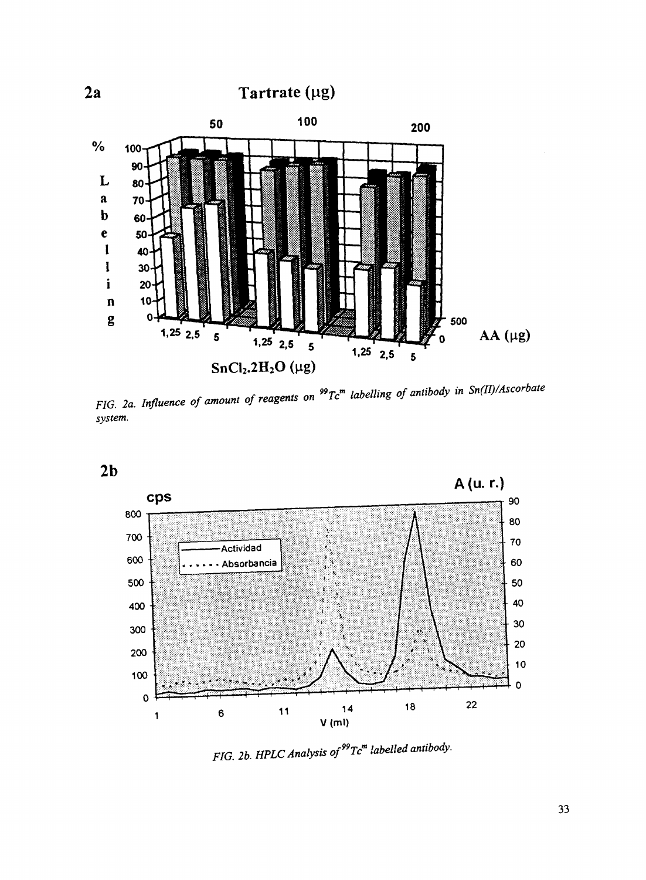FIG. 2a. Influence of amount of reagents on $^{99}Tc^m$ labelling of antibody in Sn(II)/Ascorbate system.

FIG. 2b. HPLC Analysis of $^{99}Tc^m$ labelled antibody.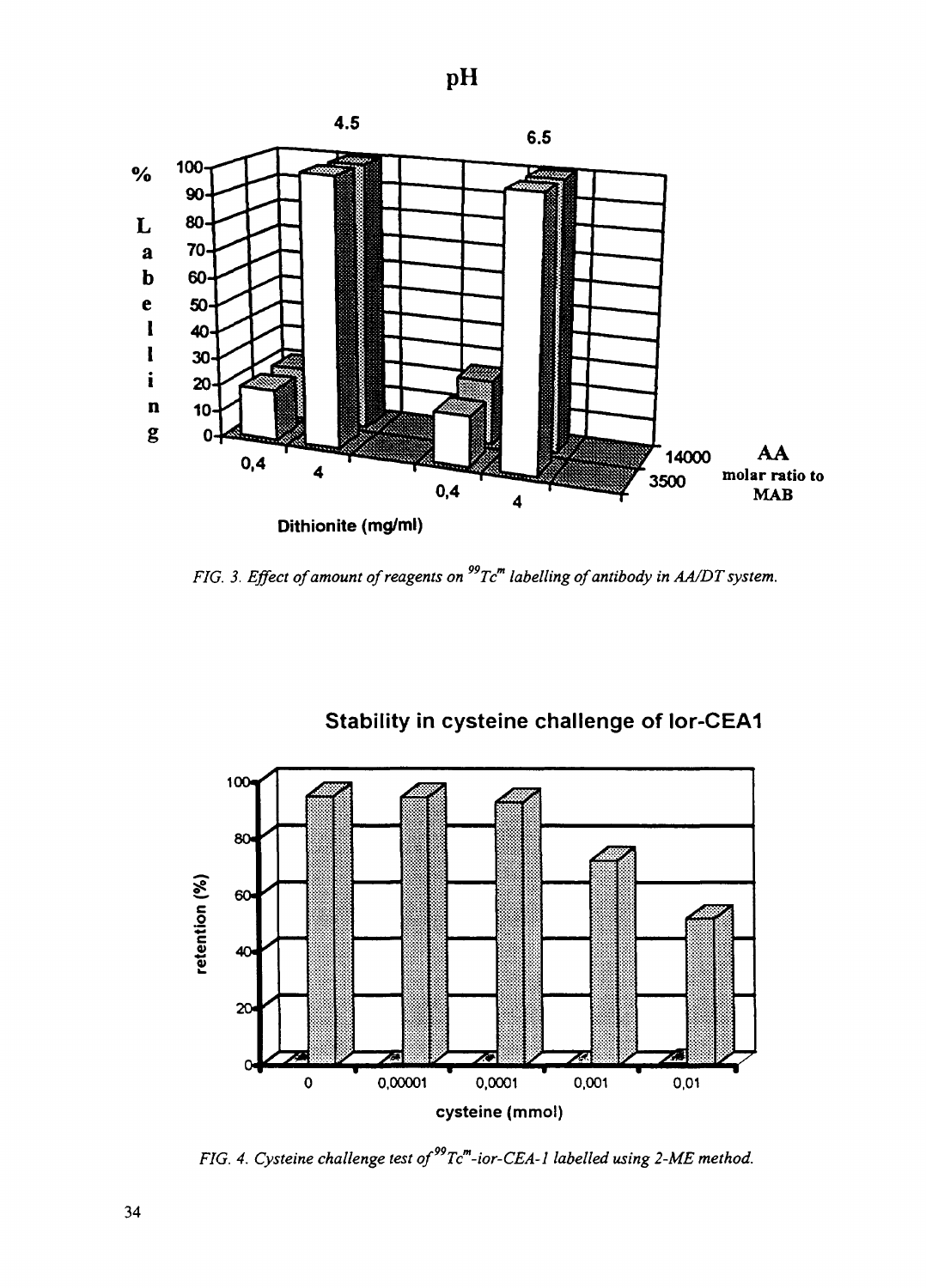FIG. 3. Effect of amount of reagents on $^{99}Tc^{m}$ labelling of antibody in AA/DT system.

FIG. 4. Cysteine challenge test of $^{99}Tc^{m}$-ior-CEA-1 labelled using 2-ME method.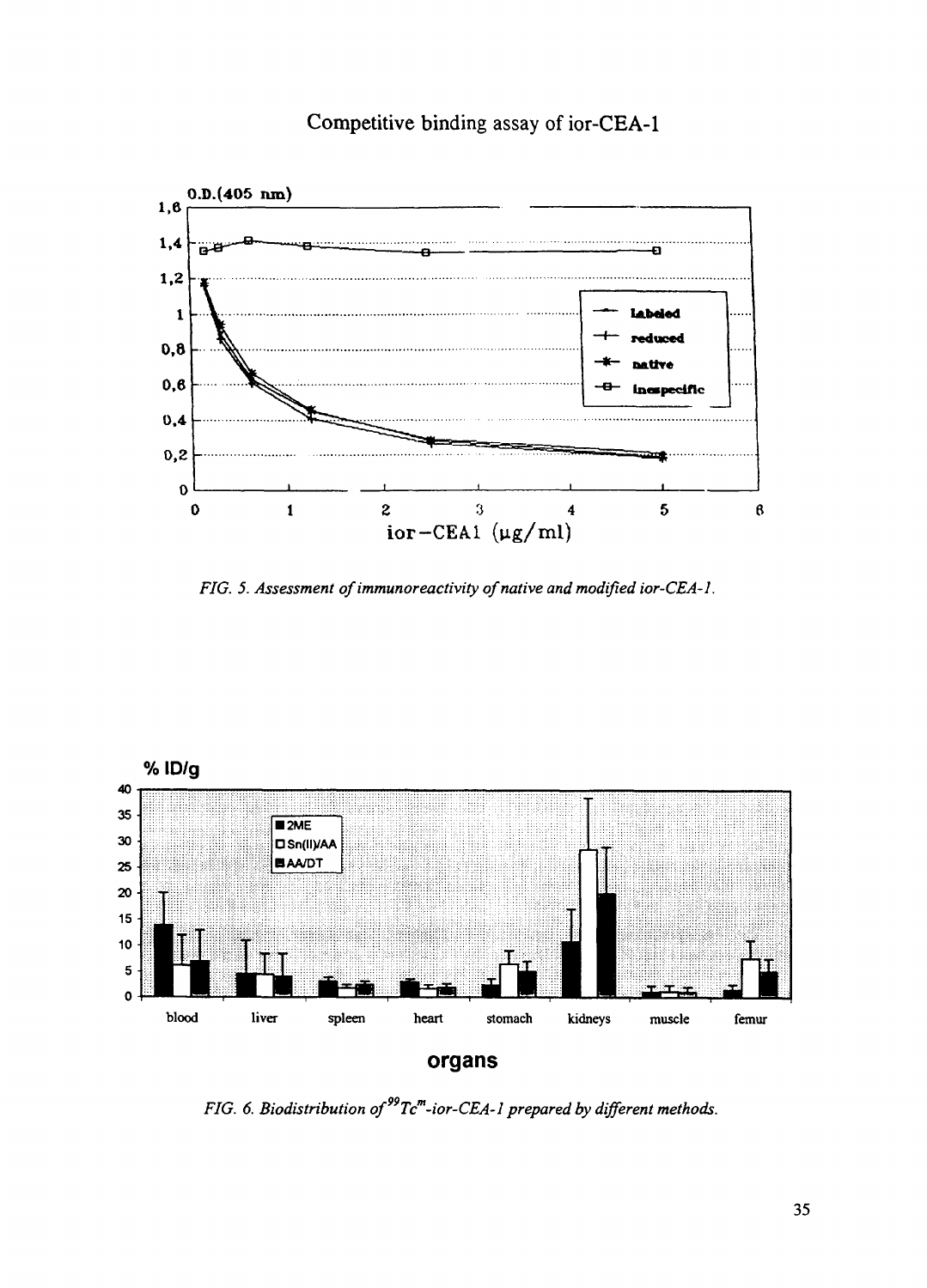FIG. 5. *Assessment of immunoreactivity of native and modified ior-CEA-1.*

FIG. 6. *Biodistribution of $^{99}Tc^{m}$-ior-CEA-1 prepared by different methods.*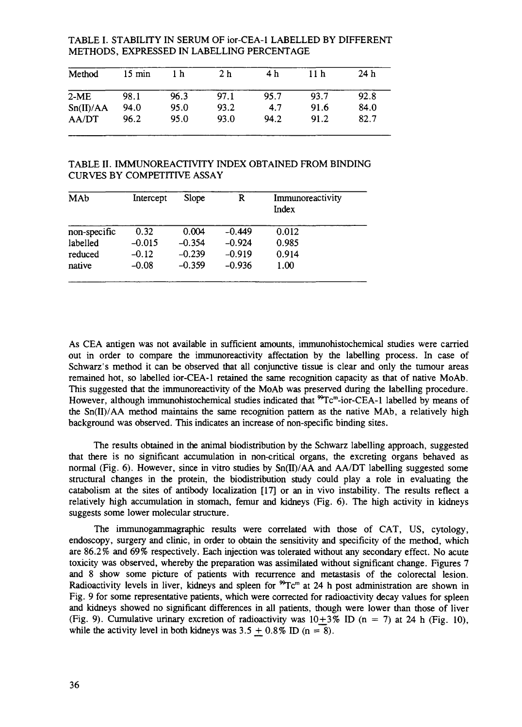TABLE I. STABILITY IN SERUM OF ior-CEA-1 LABELLED BY DIFFERENT METHODS, EXPRESSED IN LABELLING PERCENTAGE

| Method | 15 min | 1 h | 2 h | 4 h | 11 h | 24 h |
|---|---|---|---|---|---|---|
| 2-ME | 98.1 | 96.3 | 97.1 | 95.7 | 93.7 | 92.8 |
| Sn(II)/AA | 94.0 | 95.0 | 93.2 | 4.7 | 91.6 | 84.0 |
| AA/DT | 96.2 | 95.0 | 93.0 | 94.2 | 91.2 | 82.7 |

TABLE II. IMMUNOREACTIVITY INDEX OBTAINED FROM BINDING CURVES BY COMPETITIVE ASSAY

| MAb | Intercept | Slope | R | Immunoreactivity Index |
|---|---|---|---|---|
| non-specific | 0.32 | 0.004 | −0.449 | 0.012 |
| labelled | −0.015 | −0.354 | −0.924 | 0.985 |
| reduced | −0.12 | −0.239 | −0.919 | 0.914 |
| native | −0.08 | −0.359 | −0.936 | 1.00 |

As CEA antigen was not available in sufficient amounts, immunohistochemical studies were carried out in order to compare the immunoreactivity affectation by the labelling process. In case of Schwarz's method it can be observed that all conjunctive tissue is clear and only the tumour areas remained hot, so labelled ior-CEA-1 retained the same recognition capacity as that of native MoAb. This suggested that the immunoreactivity of the MoAb was preserved during the labelling procedure. However, although immunohistochemical studies indicated that $^{99}Tc^{m}$-ior-CEA-1 labelled by means of the Sn(II)/AA method maintains the same recognition pattern as the native MAb, a relatively high background was observed. This indicates an increase of non-specific binding sites.

The results obtained in the animal biodistribution by the Schwarz labelling approach, suggested that there is no significant accumulation in non-critical organs, the excreting organs behaved as normal (Fig. 6). However, since in vitro studies by Sn(II)/AA and AA/DT labelling suggested some structural changes in the protein, the biodistribution study could play a role in evaluating the catabolism at the sites of antibody localization [17] or an in vivo instability. The results reflect a relatively high accumulation in stomach, femur and kidneys (Fig. 6). The high activity in kidneys suggests some lower molecular structure.

The immunogammagraphic results were correlated with those of CAT, US, cytology, endoscopy, surgery and clinic, in order to obtain the sensitivity and specificity of the method, which are 86.2% and 69% respectively. Each injection was tolerated without any secondary effect. No acute toxicity was observed, whereby the preparation was assimilated without significant change. Figures 7 and 8 show some picture of patients with recurrence and metastasis of the colorectal lesion. Radioactivity levels in liver, kidneys and spleen for $^{99}Tc^{m}$ at 24 h post administration are shown in Fig. 9 for some representative patients, which were corrected for radioactivity decay values for spleen and kidneys showed no significant differences in all patients, though were lower than those of liver (Fig. 9). Cumulative urinary excretion of radioactivity was $10 \pm 3\%$ ID ($n = 7$) at 24 h (Fig. 10), while the activity level in both kidneys was $3.5 \pm 0.8\%$ ID ($n = 8$).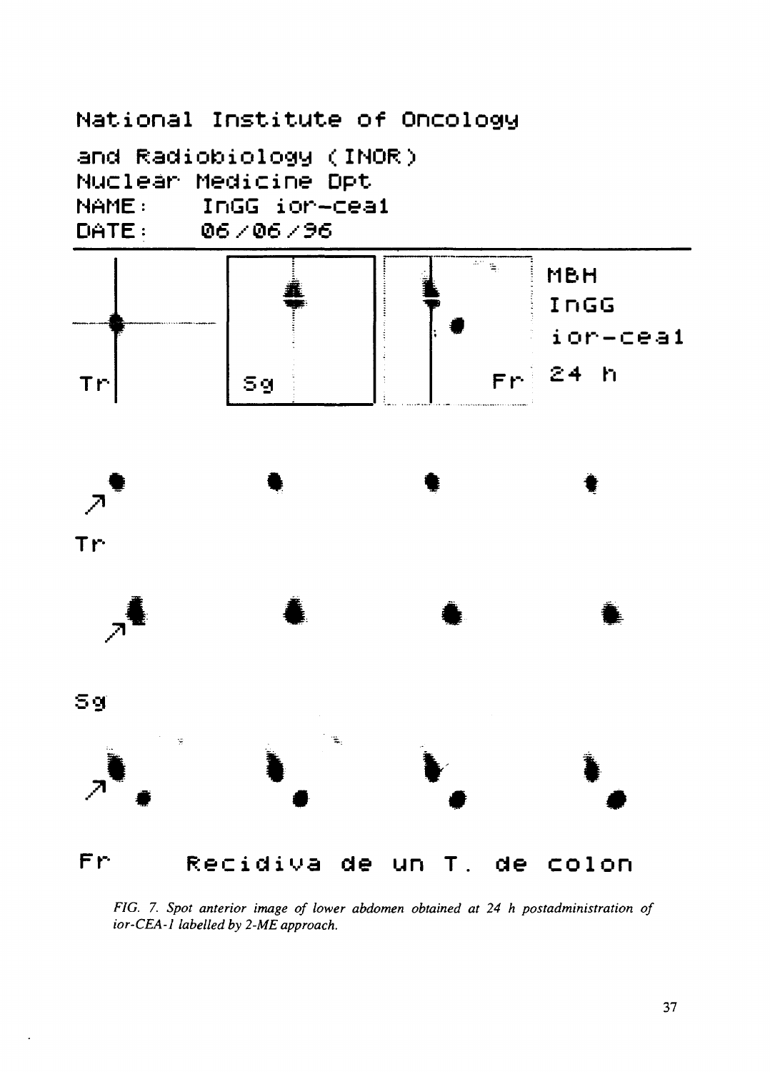National Institute of Oncology

and Radiobiology (INOR)
Nuclear Medicine Dpt
NAME: InGG ior-cea1
DATE: 06/06/96

MBH
InGG
ior-cea1
24 h

Tr

Sg

Fr

Recidiva de un T. de colon

*FIG. 7. Spot anterior image of lower abdomen obtained at 24 h postadministration of ior-CEA-1 labelled by 2-ME approach.*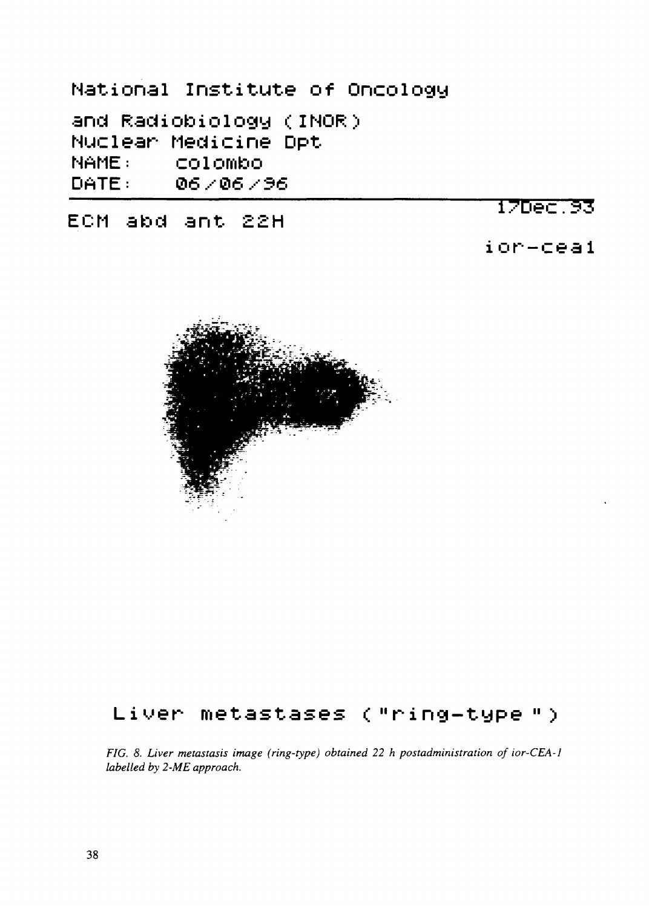National Institute of Oncology

and Radiobiology (INOR)
Nuclear Medicine Dpt
NAME: colombo
DATE: 06/06/96

ECM abd ant 22H

17Dec.93

ior-cea1

Liver metastases ("ring-type")

*FIG. 8. Liver metastasis image (ring-type) obtained 22 h postadministration of ior-CEA-1 labelled by 2-ME approach.*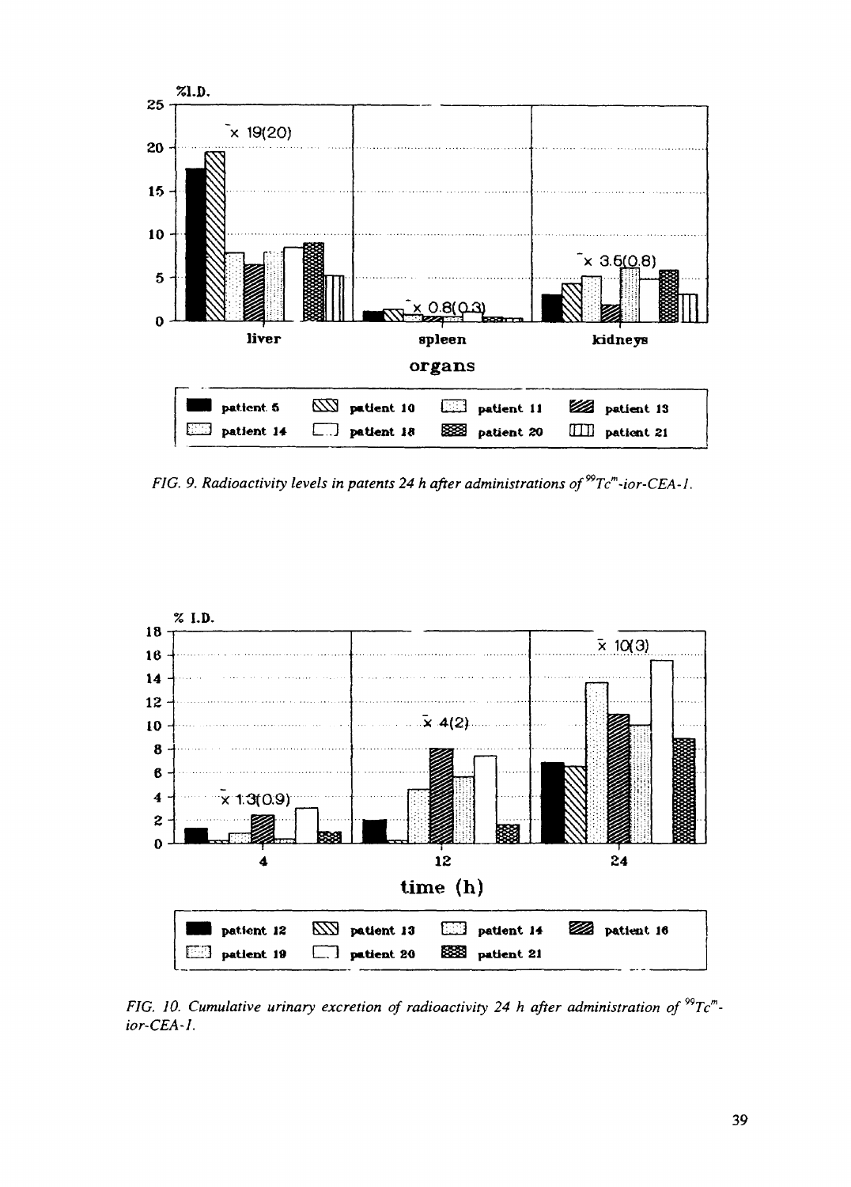FIG. 9. Radioactivity levels in patents 24 h after administrations of $^{99}Tc^m$-ior-CEA-1.

FIG. 10. Cumulative urinary excretion of radioactivity 24 h after administration of $^{99}Tc^m$-ior-CEA-1.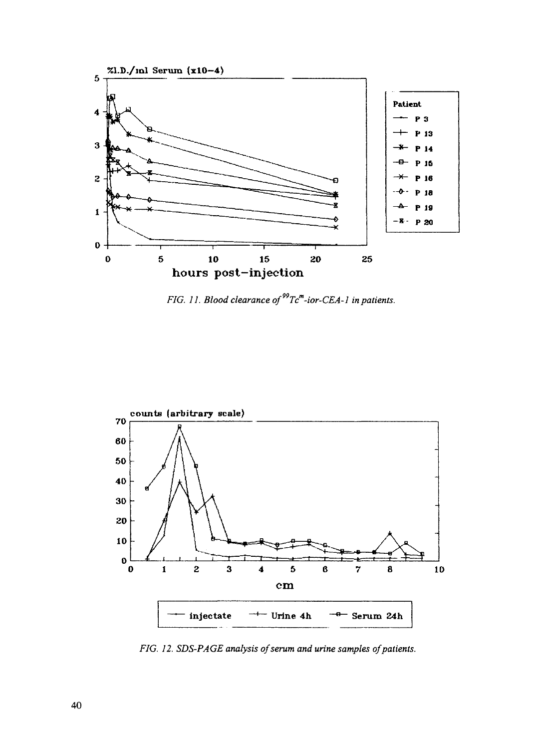FIG. 11. Blood clearance of $^{99}Tc^{m}$-ior-CEA-1 in patients.

FIG. 12. SDS-PAGE analysis of serum and urine samples of patients.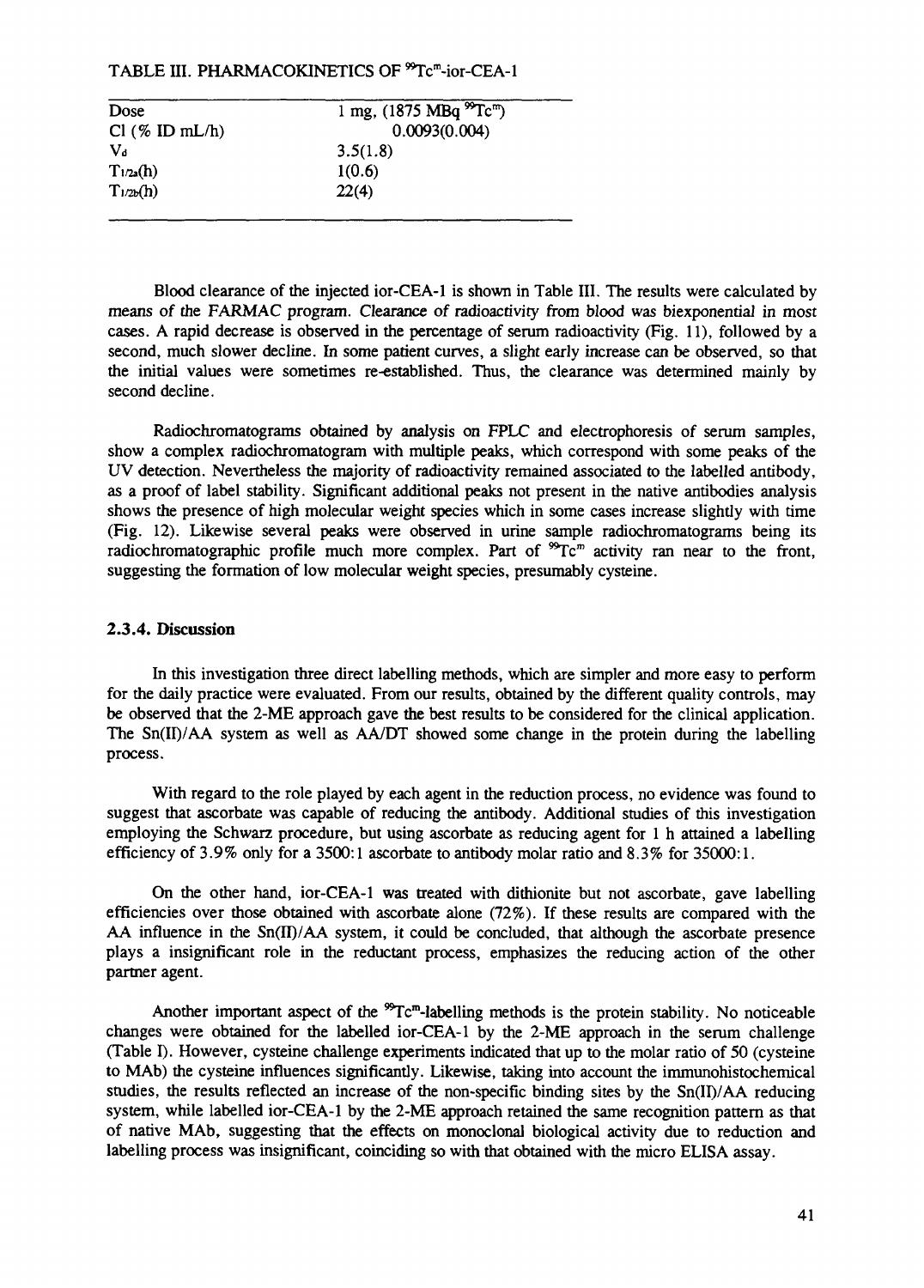TABLE III. PHARMACOKINETICS OF $^{99}Tc^{m}$-ior-CEA-1

| Dose | 1 mg, (1875 MBq $^{99}Tc^{m}$) |
|---|---|
| Cl (% ID mL/h) | 0.0093(0.004) |
| $V_d$ | 3.5(1.8) |
| $T_{1/2a}$(h) | 1(0.6) |
| $T_{1/2b}$(h) | 22(4) |

Blood clearance of the injected ior-CEA-1 is shown in Table III. The results were calculated by means of the FARMAC program. Clearance of radioactivity from blood was biexponential in most cases. A rapid decrease is observed in the percentage of serum radioactivity (Fig. 11), followed by a second, much slower decline. In some patient curves, a slight early increase can be observed, so that the initial values were sometimes re-established. Thus, the clearance was determined mainly by second decline.

Radiochromatograms obtained by analysis on FPLC and electrophoresis of serum samples, show a complex radiochromatogram with multiple peaks, which correspond with some peaks of the UV detection. Nevertheless the majority of radioactivity remained associated to the labelled antibody, as a proof of label stability. Significant additional peaks not present in the native antibodies analysis shows the presence of high molecular weight species which in some cases increase slightly with time (Fig. 12). Likewise several peaks were observed in urine sample radiochromatograms being its radiochromatographic profile much more complex. Part of $^{99}Tc^{m}$ activity ran near to the front, suggesting the formation of low molecular weight species, presumably cysteine.

### 2.3.4. Discussion

In this investigation three direct labelling methods, which are simpler and more easy to perform for the daily practice were evaluated. From our results, obtained by the different quality controls, may be observed that the 2-ME approach gave the best results to be considered for the clinical application. The Sn(II)/AA system as well as AA/DT showed some change in the protein during the labelling process.

With regard to the role played by each agent in the reduction process, no evidence was found to suggest that ascorbate was capable of reducing the antibody. Additional studies of this investigation employing the Schwarz procedure, but using ascorbate as reducing agent for 1 h attained a labelling efficiency of 3.9% only for a 3500:1 ascorbate to antibody molar ratio and 8.3% for 35000:1.

On the other hand, ior-CEA-1 was treated with dithionite but not ascorbate, gave labelling efficiencies over those obtained with ascorbate alone (72%). If these results are compared with the AA influence in the Sn(II)/AA system, it could be concluded, that although the ascorbate presence plays a insignificant role in the reductant process, emphasizes the reducing action of the other partner agent.

Another important aspect of the $^{99}Tc^{m}$-labelling methods is the protein stability. No noticeable changes were obtained for the labelled ior-CEA-1 by the 2-ME approach in the serum challenge (Table I). However, cysteine challenge experiments indicated that up to the molar ratio of 50 (cysteine to MAb) the cysteine influences significantly. Likewise, taking into account the immunohistochemical studies, the results reflected an increase of the non-specific binding sites by the Sn(II)/AA reducing system, while labelled ior-CEA-1 by the 2-ME approach retained the same recognition pattern as that of native MAb, suggesting that the effects on monoclonal biological activity due to reduction and labelling process was insignificant, coinciding so with that obtained with the micro ELISA assay.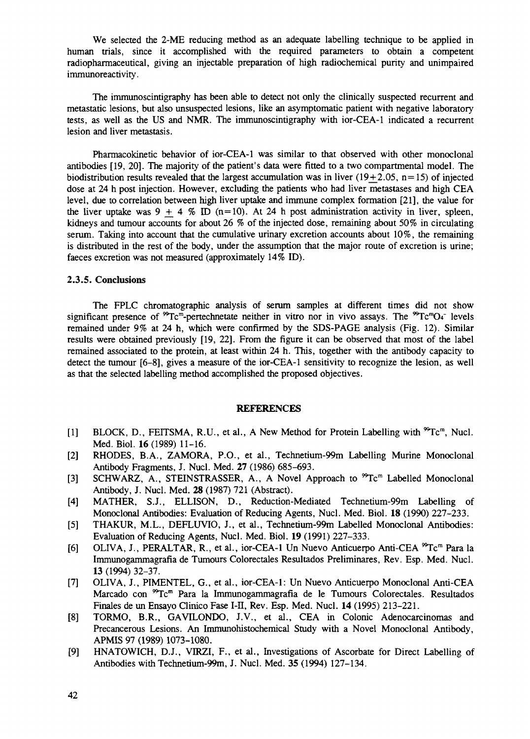We selected the 2-ME reducing method as an adequate labelling technique to be applied in human trials, since it accomplished with the required parameters to obtain a competent radiopharmaceutical, giving an injectable preparation of high radiochemical purity and unimpaired immunoreactivity.

The immunoscintigraphy has been able to detect not only the clinically suspected recurrent and metastatic lesions, but also unsuspected lesions, like an asymptomatic patient with negative laboratory tests, as well as the US and NMR. The immunoscintigraphy with ior-CEA-1 indicated a recurrent lesion and liver metastasis.

Pharmacokinetic behavior of ior-CEA-1 was similar to that observed with other monoclonal antibodies [19, 20]. The majority of the patient's data were fitted to a two compartmental model. The biodistribution results revealed that the largest accumulation was in liver ($19 \pm 2.05$, $n=15$) of injected dose at 24 h post injection. However, excluding the patients who had liver metastases and high CEA level, due to correlation between high liver uptake and immune complex formation [21], the value for the liver uptake was $9 \pm 4$ % ID ($n=10$). At 24 h post administration activity in liver, spleen, kidneys and tumour accounts for about 26 % of the injected dose, remaining about 50% in circulating serum. Taking into account that the cumulative urinary excretion accounts about 10%, the remaining is distributed in the rest of the body, under the assumption that the major route of excretion is urine; faeces excretion was not measured (approximately 14% ID).

### 2.3.5. Conclusions

The FPLC chromatographic analysis of serum samples at different times did not show significant presence of $^{99}Tc^{m}$-pertechnetate neither in vitro nor in vivo assays. The $^{99}Tc^{m}O_4^-$ levels remained under 9% at 24 h, which were confirmed by the SDS-PAGE analysis (Fig. 12). Similar results were obtained previously [19, 22]. From the figure it can be observed that most of the label remained associated to the protein, at least within 24 h. This, together with the antibody capacity to detect the tumour [6-8], gives a measure of the ior-CEA-1 sensitivity to recognize the lesion, as well as that the selected labelling method accomplished the proposed objectives.

## REFERENCES

[1] BLOCK, D., FEITSMA, R.U., et al., A New Method for Protein Labelling with $^{99}Tc^{m}$, Nucl. Med. Biol. **16** (1989) 11-16.

[2] RHODES, B.A., ZAMORA, P.O., et al., Technetium-99m Labelling Murine Monoclonal Antibody Fragments, J. Nucl. Med. **27** (1986) 685-693.

[3] SCHWARZ, A., STEINSTRASSER, A., A Novel Approach to $^{99}Tc^{m}$ Labelled Monoclonal Antibody, J. Nucl. Med. **28** (1987) 721 (Abstract).

[4] MATHER, S.J., ELLISON, D., Reduction-Mediated Technetium-99m Labelling of Monoclonal Antibodies: Evaluation of Reducing Agents, Nucl. Med. Biol. **18** (1990) 227-233.

[5] THAKUR, M.L., DEFLUVIO, J., et al., Technetium-99m Labelled Monoclonal Antibodies: Evaluation of Reducing Agents, Nucl. Med. Biol. **19** (1991) 227-333.

[6] OLIVA, J., PERALTAR, R., et al., ior-CEA-1 Un Nuevo Anticuerpo Anti-CEA $^{99}Tc^{m}$ Para la Immunogammagrafia de Tumours Colorectales Resultados Preliminares, Rev. Esp. Med. Nucl. **13** (1994) 32-37.

[7] OLIVA, J., PIMENTEL, G., et al., ior-CEA-1: Un Nuevo Anticuerpo Monoclonal Anti-CEA Marcado con $^{99}Tc^{m}$ Para la Immunogammagrafia de le Tumours Colorectales. Resultados Finales de un Ensayo Clinico Fase I-II, Rev. Esp. Med. Nucl. **14** (1995) 213-221.

[8] TORMO, B.R., GAVILONDO, J.V., et al., CEA in Colonic Adenocarcinomas and Precancerous Lesions. An Immunohistochemical Study with a Novel Monoclonal Antibody, APMIS 97 (1989) 1073-1080.

[9] HNATOWICH, D.J., VIRZI, F., et al., Investigations of Ascorbate for Direct Labelling of Antibodies with Technetium-99m, J. Nucl. Med. **35** (1994) 127-134.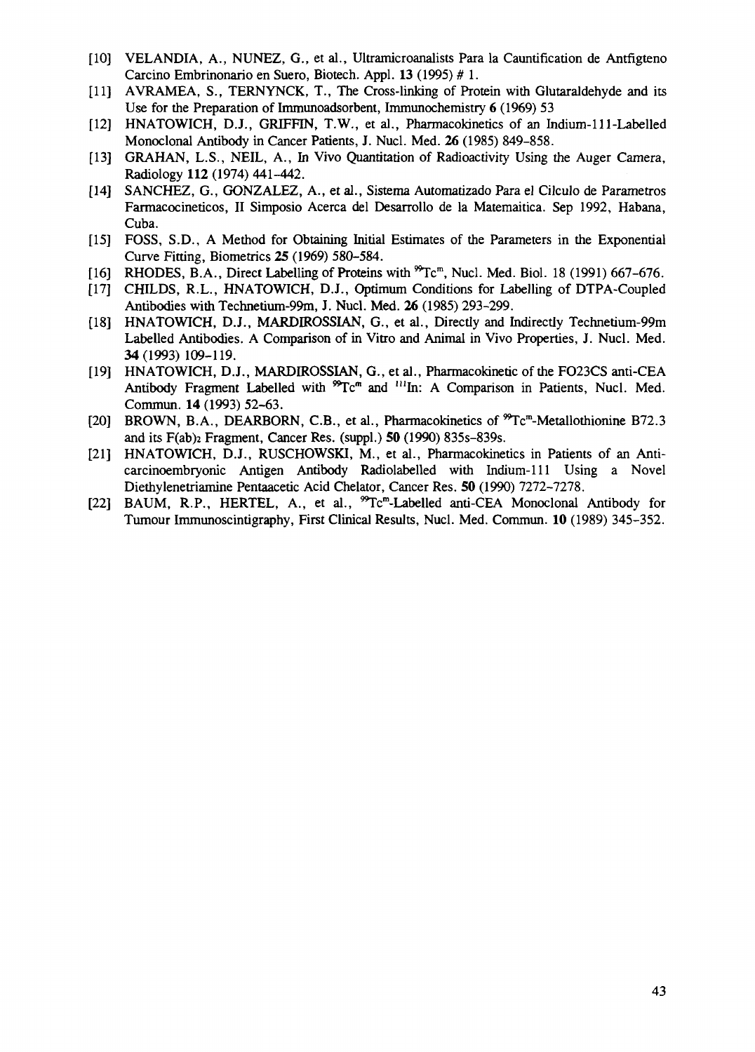[10] VELANDIA, A., NUNEZ, G., et al., Ultramicroanalists Para la Cauntification de Antfigteno Carcino Embrinonario en Suero, Biotech. Appl. **13** (1995) # 1.

[11] AVRAMEA, S., TERNYNCK, T., The Cross-linking of Protein with Glutaraldehyde and its Use for the Preparation of Immunoadsorbent, Immunochemistry **6** (1969) 53

[12] HNATOWICH, D.J., GRIFFIN, T.W., et al., Pharmacokinetics of an Indium-111-Labelled Monoclonal Antibody in Cancer Patients, J. Nucl. Med. **26** (1985) 849–858.

[13] GRAHAN, L.S., NEIL, A., In Vivo Quantitation of Radioactivity Using the Auger Camera, Radiology **112** (1974) 441–442.

[14] SANCHEZ, G., GONZALEZ, A., et al., Sistema Automatizado Para el Cilculo de Parametros Farmacocineticos, II Simposio Acerca del Desarrollo de la Matemaitica. Sep 1992, Habana, Cuba.

[15] FOSS, S.D., A Method for Obtaining Initial Estimates of the Parameters in the Exponential Curve Fitting, Biometrics **25** (1969) 580–584.

[16] RHODES, B.A., Direct Labelling of Proteins with $^{99}Tc^{m}$, Nucl. Med. Biol. 18 (1991) 667–676.

[17] CHILDS, R.L., HNATOWICH, D.J., Optimum Conditions for Labelling of DTPA-Coupled Antibodies with Technetium-99m, J. Nucl. Med. **26** (1985) 293–299.

[18] HNATOWICH, D.J., MARDIROSSIAN, G., et al., Directly and Indirectly Technetium-99m Labelled Antibodies. A Comparison of in Vitro and Animal in Vivo Properties, J. Nucl. Med. **34** (1993) 109–119.

[19] HNATOWICH, D.J., MARDIROSSIAN, G., et al., Pharmacokinetic of the FO23CS anti-CEA Antibody Fragment Labelled with $^{99}Tc^{m}$ and $^{111}In$: A Comparison in Patients, Nucl. Med. Commun. **14** (1993) 52–63.

[20] BROWN, B.A., DEARBORN, C.B., et al., Pharmacokinetics of $^{99}Tc^{m}$-Metallothionine B72.3 and its $F(ab)_2$ Fragment, Cancer Res. (suppl.) **50** (1990) 835s–839s.

[21] HNATOWICH, D.J., RUSCHOWSKI, M., et al., Pharmacokinetics in Patients of an Anti-carcinoembryonic Antigen Antibody Radiolabelled with Indium-111 Using a Novel Diethylenetriamine Pentaacetic Acid Chelator, Cancer Res. **50** (1990) 7272–7278.

[22] BAUM, R.P., HERTEL, A., et al., $^{99}Tc^{m}$-Labelled anti-CEA Monoclonal Antibody for Tumour Immunoscintigraphy, First Clinical Results, Nucl. Med. Commun. **10** (1989) 345–352.